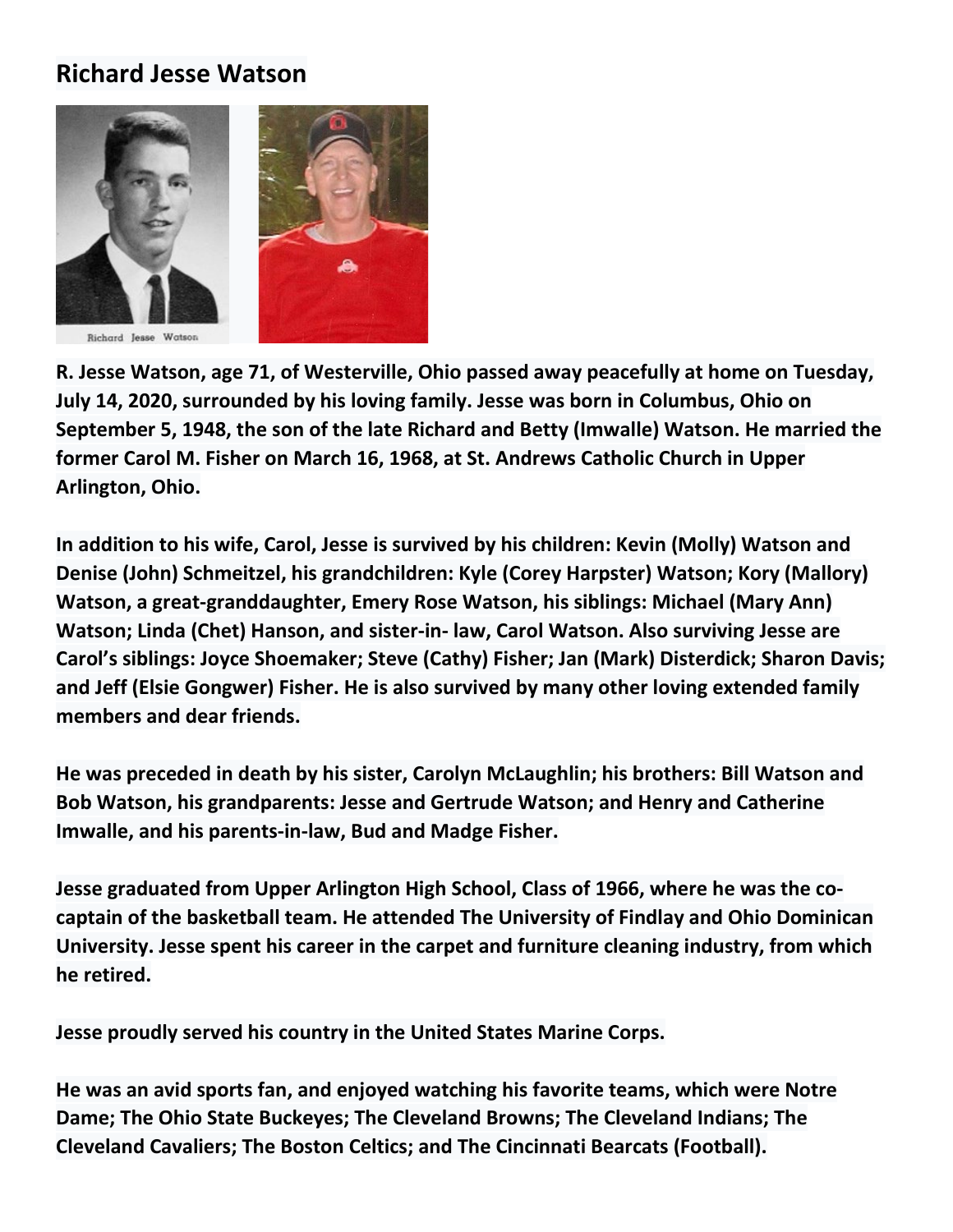## Richard Jesse Watson

Richard Jesse Watson

**R. Jesse Watson, age 71, of Westerville, Ohio passed away peacefully at home on Tuesday, July 14, 2020, surrounded by his loving family. Jesse was born in Columbus, Ohio on September 5, 1948, the son of the late Richard and Betty (Imwalle) Watson. He married the former Carol M. Fisher on March 16, 1968, at St. Andrews Catholic Church in Upper Arlington, Ohio.**

**In addition to his wife, Carol, Jesse is survived by his children: Kevin (Molly) Watson and Denise (John) Schmeitzel, his grandchildren: Kyle (Corey Harpster) Watson; Kory (Mallory) Watson, a great-granddaughter, Emery Rose Watson, his siblings: Michael (Mary Ann) Watson; Linda (Chet) Hanson, and sister-in- law, Carol Watson. Also surviving Jesse are Carol's siblings: Joyce Shoemaker; Steve (Cathy) Fisher; Jan (Mark) Disterdick; Sharon Davis; and Jeff (Elsie Gongwer) Fisher. He is also survived by many other loving extended family members and dear friends.**

**He was preceded in death by his sister, Carolyn McLaughlin; his brothers: Bill Watson and Bob Watson, his grandparents: Jesse and Gertrude Watson; and Henry and Catherine Imwalle, and his parents-in-law, Bud and Madge Fisher.**

**Jesse graduated from Upper Arlington High School, Class of 1966, where he was the co-captain of the basketball team. He attended The University of Findlay and Ohio Dominican University. Jesse spent his career in the carpet and furniture cleaning industry, from which he retired.**

**Jesse proudly served his country in the United States Marine Corps.**

**He was an avid sports fan, and enjoyed watching his favorite teams, which were Notre Dame; The Ohio State Buckeyes; The Cleveland Browns; The Cleveland Indians; The Cleveland Cavaliers; The Boston Celtics; and The Cincinnati Bearcats (Football).**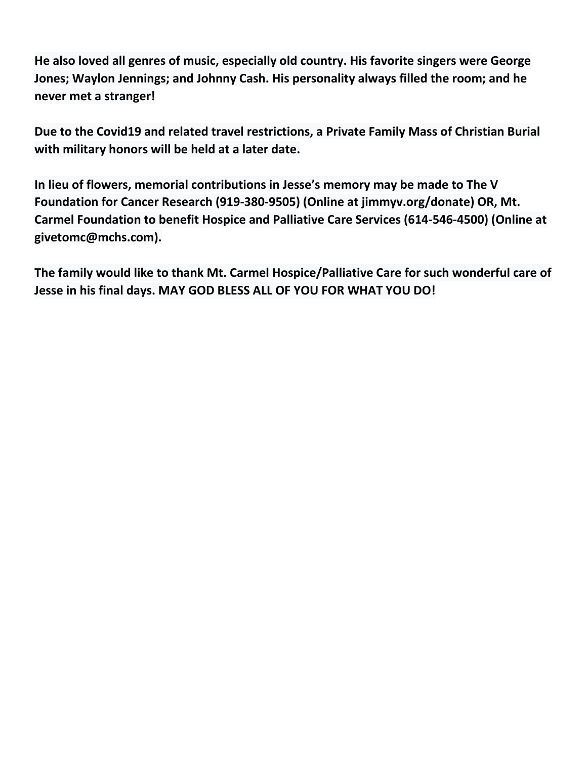**He also loved all genres of music, especially old country. His favorite singers were George Jones; Waylon Jennings; and Johnny Cash. His personality always filled the room; and he never met a stranger!**

**Due to the Covid19 and related travel restrictions, a Private Family Mass of Christian Burial with military honors will be held at a later date.**

**In lieu of flowers, memorial contributions in Jesse's memory may be made to The V Foundation for Cancer Research (919-380-9505) (Online at jimmyv.org/donate) OR, Mt. Carmel Foundation to benefit Hospice and Palliative Care Services (614-546-4500) (Online at givetomc@mchs.com).**

**The family would like to thank Mt. Carmel Hospice/Palliative Care for such wonderful care of Jesse in his final days. MAY GOD BLESS ALL OF YOU FOR WHAT YOU DO!**